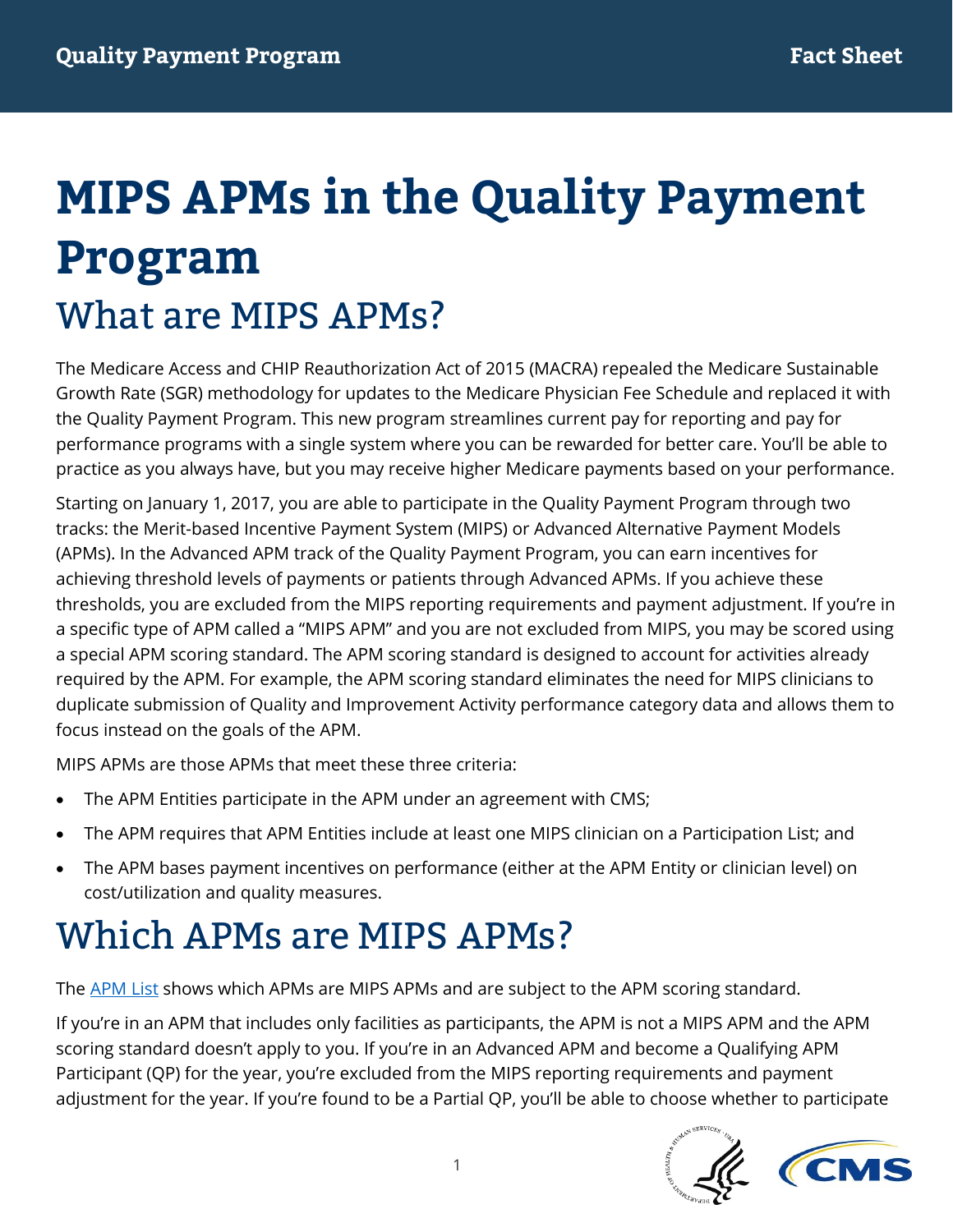# MIPS APMs in the Quality Payment Program

## What are MIPS APMs?

The Medicare Access and CHIP Reauthorization Act of 2015 (MACRA) repealed the Medicare Sustainable Growth Rate (SGR) methodology for updates to the Medicare Physician Fee Schedule and replaced it with the Quality Payment Program. This new program streamlines current pay for reporting and pay for performance programs with a single system where you can be rewarded for better care. You'll be able to practice as you always have, but you may receive higher Medicare payments based on your performance.

Starting on January 1, 2017, you are able to participate in the Quality Payment Program through two tracks: the Merit-based Incentive Payment System (MIPS) or Advanced Alternative Payment Models (APMs). In the Advanced APM track of the Quality Payment Program, you can earn incentives for achieving threshold levels of payments or patients through Advanced APMs. If you achieve these thresholds, you are excluded from the MIPS reporting requirements and payment adjustment. If you're in a specific type of APM called a "MIPS APM" and you are not excluded from MIPS, you may be scored using a special APM scoring standard. The APM scoring standard is designed to account for activities already required by the APM. For example, the APM scoring standard eliminates the need for MIPS clinicians to duplicate submission of Quality and Improvement Activity performance category data and allows them to focus instead on the goals of the APM.

MIPS APMs are those APMs that meet these three criteria:

- The APM Entities participate in the APM under an agreement with CMS;
- The APM requires that APM Entities include at least one MIPS clinician on a Participation List; and
- The APM bases payment incentives on performance (either at the APM Entity or clinician level) on cost/utilization and quality measures.

## Which APMs are MIPS APMs?

The APM List shows which APMs are MIPS APMs and are subject to the APM scoring standard.

If you're in an APM that includes only facilities as participants, the APM is not a MIPS APM and the APM scoring standard doesn't apply to you. If you're in an Advanced APM and become a Qualifying APM Participant (QP) for the year, you're excluded from the MIPS reporting requirements and payment adjustment for the year. If you're found to be a Partial QP, you'll be able to choose whether to participate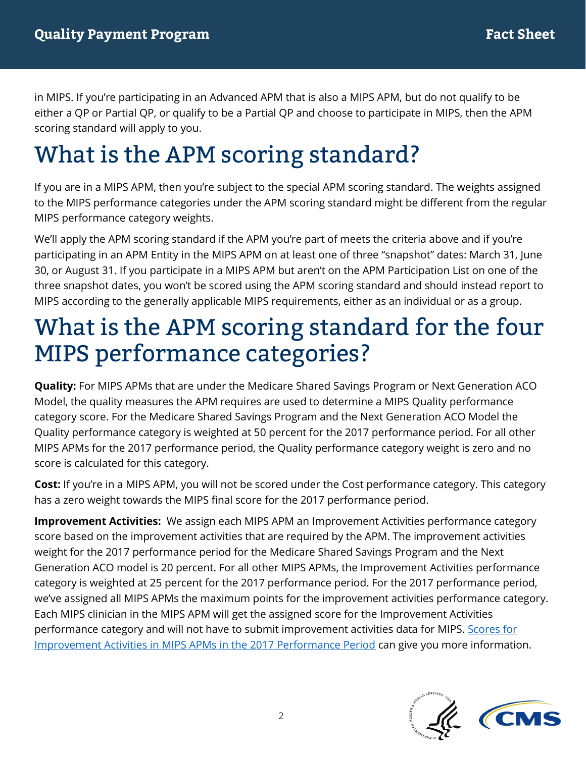in MIPS. If you're participating in an Advanced APM that is also a MIPS APM, but do not qualify to be either a QP or Partial QP, or qualify to be a Partial QP and choose to participate in MIPS, then the APM scoring standard will apply to you.

# What is the APM scoring standard?

If you are in a MIPS APM, then you're subject to the special APM scoring standard. The weights assigned to the MIPS performance categories under the APM scoring standard might be different from the regular MIPS performance category weights.

We'll apply the APM scoring standard if the APM you're part of meets the criteria above and if you're participating in an APM Entity in the MIPS APM on at least one of three "snapshot" dates: March 31, June 30, or August 31. If you participate in a MIPS APM but aren't on the APM Participation List on one of the three snapshot dates, you won't be scored using the APM scoring standard and should instead report to MIPS according to the generally applicable MIPS requirements, either as an individual or as a group.

# What is the APM scoring standard for the four MIPS performance categories?

**Quality:** For MIPS APMs that are under the Medicare Shared Savings Program or Next Generation ACO Model, the quality measures the APM requires are used to determine a MIPS Quality performance category score. For the Medicare Shared Savings Program and the Next Generation ACO Model the Quality performance category is weighted at 50 percent for the 2017 performance period. For all other MIPS APMs for the 2017 performance period, the Quality performance category weight is zero and no score is calculated for this category.

**Cost:** If you're in a MIPS APM, you will not be scored under the Cost performance category. This category has a zero weight towards the MIPS final score for the 2017 performance period.

**Improvement Activities:** We assign each MIPS APM an Improvement Activities performance category score based on the improvement activities that are required by the APM. The improvement activities weight for the 2017 performance period for the Medicare Shared Savings Program and the Next Generation ACO model is 20 percent. For all other MIPS APMs, the Improvement Activities performance category is weighted at 25 percent for the 2017 performance period. For the 2017 performance period, we've assigned all MIPS APMs the maximum points for the improvement activities performance category. Each MIPS clinician in the MIPS APM will get the assigned score for the Improvement Activities performance category and will not have to submit improvement activities data for MIPS. Scores for Improvement Activities in MIPS APMs in the 2017 Performance Period can give you more information.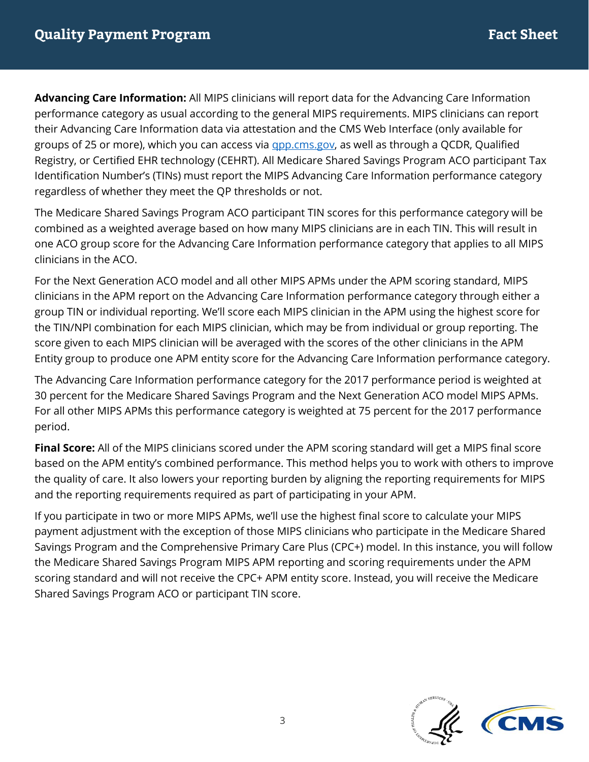**Advancing Care Information:** All MIPS clinicians will report data for the Advancing Care Information performance category as usual according to the general MIPS requirements. MIPS clinicians can report their Advancing Care Information data via attestation and the CMS Web Interface (only available for groups of 25 or more), which you can access via [qpp.cms.gov](https://qpp.cms.gov), as well as through a QCDR, Qualified Registry, or Certified EHR technology (CEHRT). All Medicare Shared Savings Program ACO participant Tax Identification Number's (TINs) must report the MIPS Advancing Care Information performance category regardless of whether they meet the QP thresholds or not.

The Medicare Shared Savings Program ACO participant TIN scores for this performance category will be combined as a weighted average based on how many MIPS clinicians are in each TIN. This will result in one ACO group score for the Advancing Care Information performance category that applies to all MIPS clinicians in the ACO.

For the Next Generation ACO model and all other MIPS APMs under the APM scoring standard, MIPS clinicians in the APM report on the Advancing Care Information performance category through either a group TIN or individual reporting. We'll score each MIPS clinician in the APM using the highest score for the TIN/NPI combination for each MIPS clinician, which may be from individual or group reporting. The score given to each MIPS clinician will be averaged with the scores of the other clinicians in the APM Entity group to produce one APM entity score for the Advancing Care Information performance category.

The Advancing Care Information performance category for the 2017 performance period is weighted at 30 percent for the Medicare Shared Savings Program and the Next Generation ACO model MIPS APMs. For all other MIPS APMs this performance category is weighted at 75 percent for the 2017 performance period.

**Final Score:** All of the MIPS clinicians scored under the APM scoring standard will get a MIPS final score based on the APM entity's combined performance. This method helps you to work with others to improve the quality of care. It also lowers your reporting burden by aligning the reporting requirements for MIPS and the reporting requirements required as part of participating in your APM.

If you participate in two or more MIPS APMs, we'll use the highest final score to calculate your MIPS payment adjustment with the exception of those MIPS clinicians who participate in the Medicare Shared Savings Program and the Comprehensive Primary Care Plus (CPC+) model. In this instance, you will follow the Medicare Shared Savings Program MIPS APM reporting and scoring requirements under the APM scoring standard and will not receive the CPC+ APM entity score. Instead, you will receive the Medicare Shared Savings Program ACO or participant TIN score.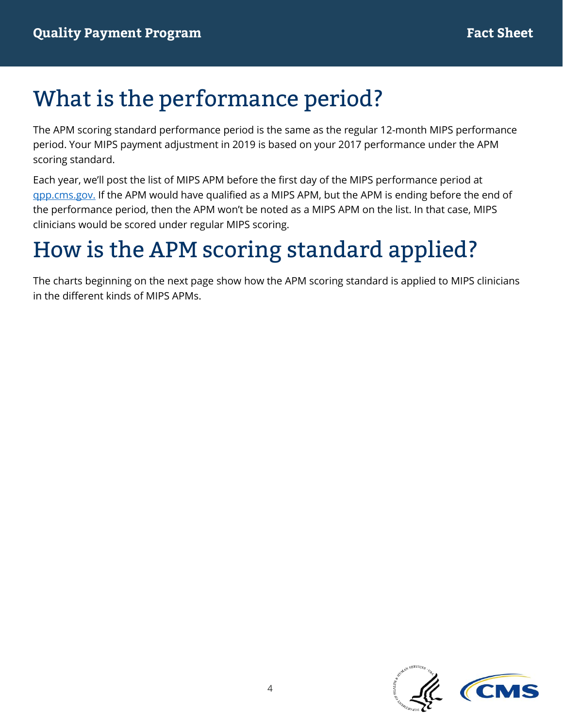# What is the performance period?

The APM scoring standard performance period is the same as the regular 12-month MIPS performance period. Your MIPS payment adjustment in 2019 is based on your 2017 performance under the APM scoring standard.

Each year, we'll post the list of MIPS APM before the first day of the MIPS performance period at [qpp.cms.gov.](https://qpp.cms.gov) If the APM would have qualified as a MIPS APM, but the APM is ending before the end of the performance period, then the APM won't be noted as a MIPS APM on the list. In that case, MIPS clinicians would be scored under regular MIPS scoring.

# How is the APM scoring standard applied?

The charts beginning on the next page show how the APM scoring standard is applied to MIPS clinicians in the different kinds of MIPS APMs.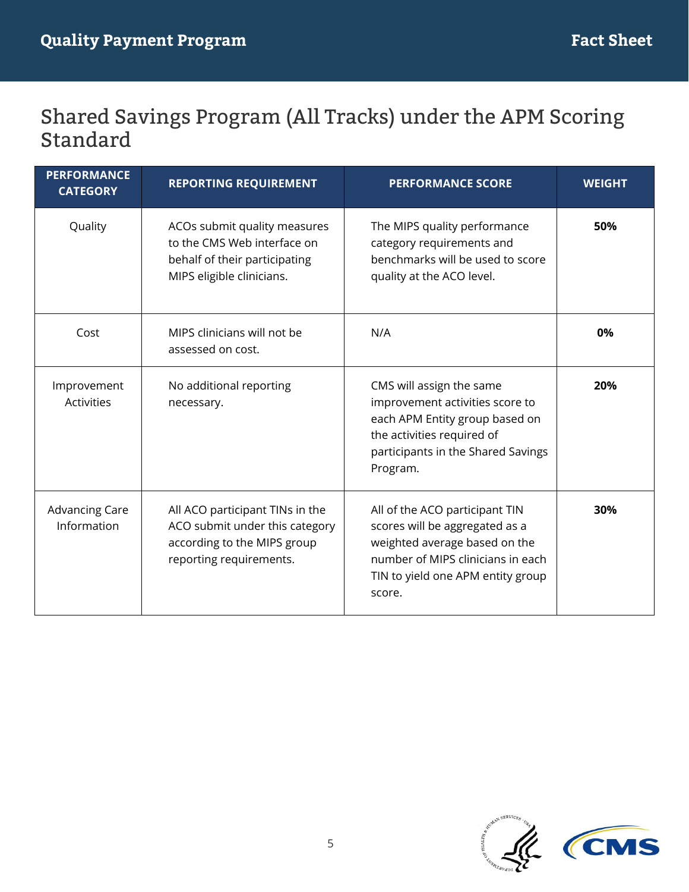# Shared Savings Program (All Tracks) under the APM Scoring Standard

| PERFORMANCE CATEGORY | REPORTING REQUIREMENT | PERFORMANCE SCORE | WEIGHT |
|---|---|---|---|
| Quality | ACOs submit quality measures to the CMS Web interface on behalf of their participating MIPS eligible clinicians. | The MIPS quality performance category requirements and benchmarks will be used to score quality at the ACO level. | **50%** |
| Cost | MIPS clinicians will not be assessed on cost. | N/A | **0%** |
| Improvement Activities | No additional reporting necessary. | CMS will assign the same improvement activities score to each APM Entity group based on the activities required of participants in the Shared Savings Program. | **20%** |
| Advancing Care Information | All ACO participant TINs in the ACO submit under this category according to the MIPS group reporting requirements. | All of the ACO participant TIN scores will be aggregated as a weighted average based on the number of MIPS clinicians in each TIN to yield one APM entity group score. | **30%** |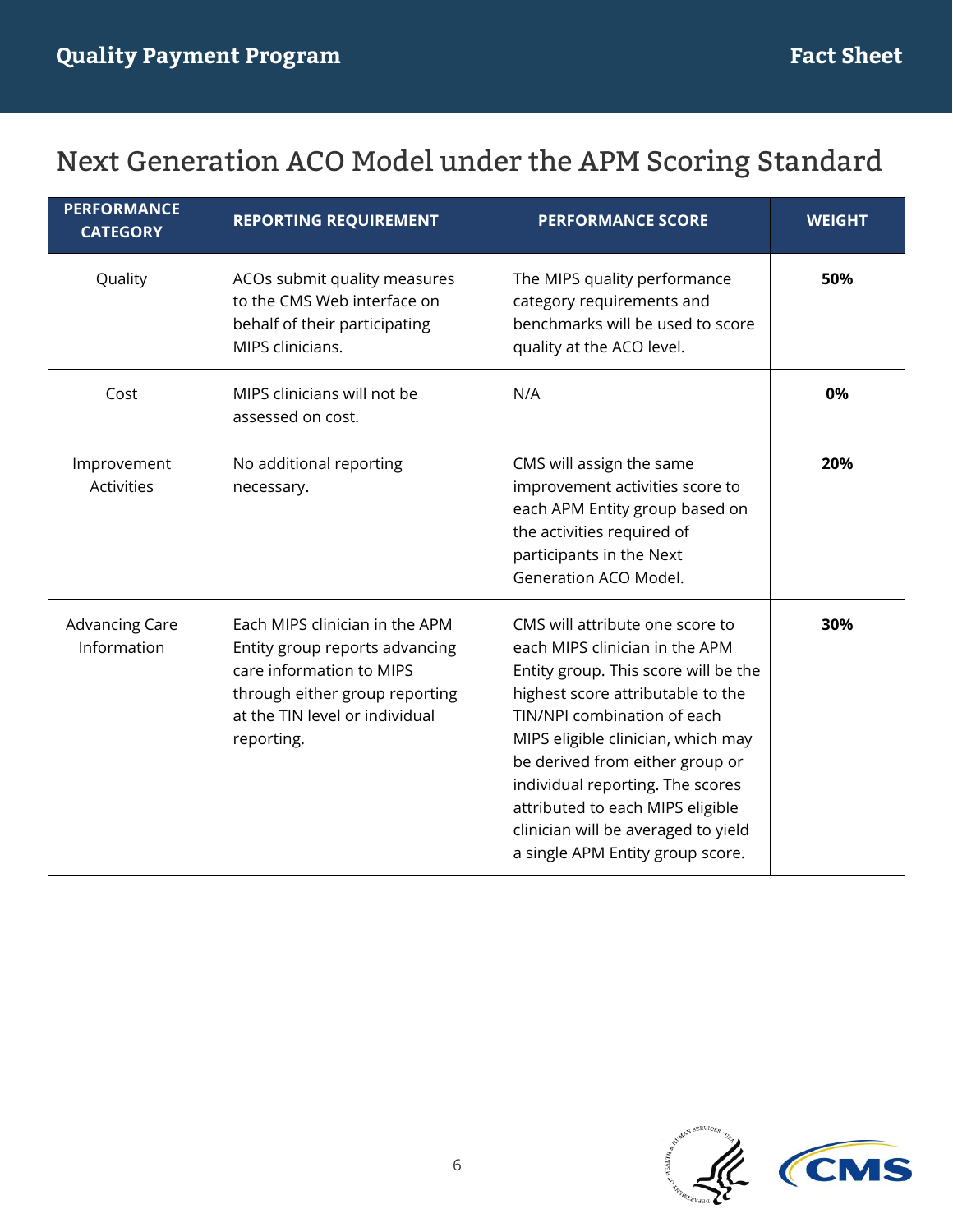# Next Generation ACO Model under the APM Scoring Standard

| PERFORMANCE CATEGORY | REPORTING REQUIREMENT | PERFORMANCE SCORE | WEIGHT |
|---|---|---|---|
| Quality | ACOs submit quality measures to the CMS Web interface on behalf of their participating MIPS clinicians. | The MIPS quality performance category requirements and benchmarks will be used to score quality at the ACO level. | **50%** |
| Cost | MIPS clinicians will not be assessed on cost. | N/A | **0%** |
| Improvement Activities | No additional reporting necessary. | CMS will assign the same improvement activities score to each APM Entity group based on the activities required of participants in the Next Generation ACO Model. | **20%** |
| Advancing Care Information | Each MIPS clinician in the APM Entity group reports advancing care information to MIPS through either group reporting at the TIN level or individual reporting. | CMS will attribute one score to each MIPS clinician in the APM Entity group. This score will be the highest score attributable to the TIN/NPI combination of each MIPS eligible clinician, which may be derived from either group or individual reporting. The scores attributed to each MIPS eligible clinician will be averaged to yield a single APM Entity group score. | **30%** |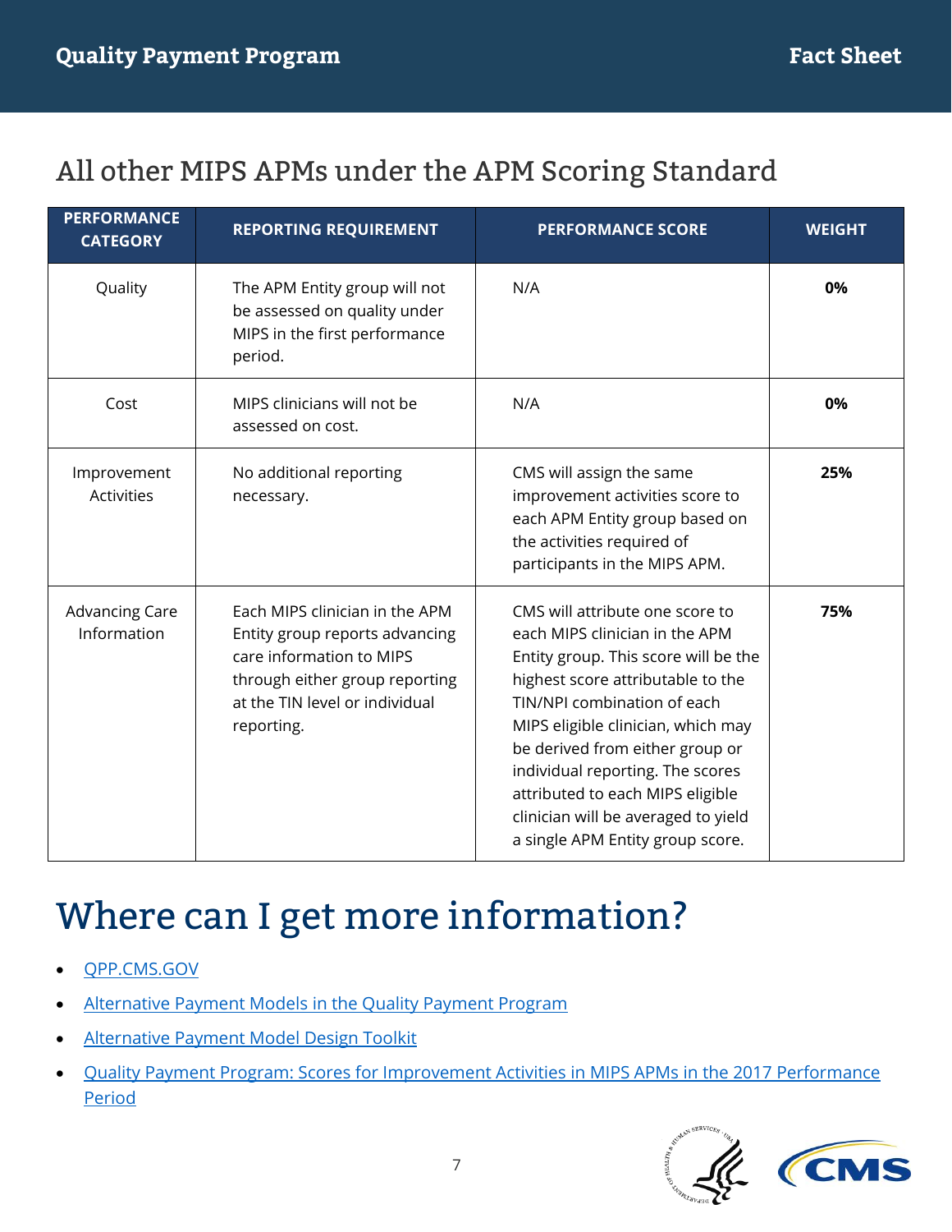## All other MIPS APMs under the APM Scoring Standard

| PERFORMANCE CATEGORY | REPORTING REQUIREMENT | PERFORMANCE SCORE | WEIGHT |
|---|---|---|---|
| Quality | The APM Entity group will not be assessed on quality under MIPS in the first performance period. | N/A | **0%** |
| Cost | MIPS clinicians will not be assessed on cost. | N/A | **0%** |
| Improvement Activities | No additional reporting necessary. | CMS will assign the same improvement activities score to each APM Entity group based on the activities required of participants in the MIPS APM. | **25%** |
| Advancing Care Information | Each MIPS clinician in the APM Entity group reports advancing care information to MIPS through either group reporting at the TIN level or individual reporting. | CMS will attribute one score to each MIPS clinician in the APM Entity group. This score will be the highest score attributable to the TIN/NPI combination of each MIPS eligible clinician, which may be derived from either group or individual reporting. The scores attributed to each MIPS eligible clinician will be averaged to yield a single APM Entity group score. | **75%** |

# Where can I get more information?

- QPP.CMS.GOV
- Alternative Payment Models in the Quality Payment Program
- Alternative Payment Model Design Toolkit
- Quality Payment Program: Scores for Improvement Activities in MIPS APMs in the 2017 Performance Period